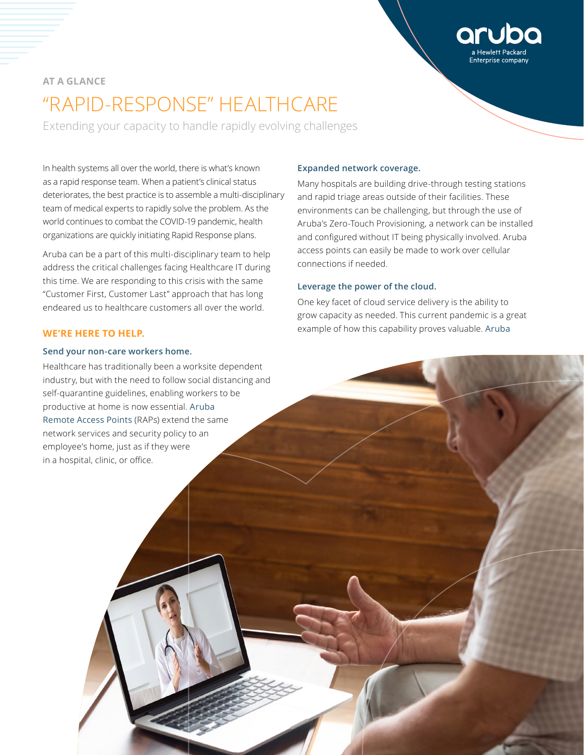AT A GLANCE

# "RAPID-RESPONSE" HEALTHCARE

Extending your capacity to handle rapidly evolving challenges

In health systems all over the world, there is what's known as a rapid response team. When a patient's clinical status deteriorates, the best practice is to assemble a multi-disciplinary team of medical experts to rapidly solve the problem. As the world continues to combat the COVID-19 pandemic, health organizations are quickly initiating Rapid Response plans.

Aruba can be a part of this multi-disciplinary team to help address the critical challenges facing Healthcare IT during this time. We are responding to this crisis with the same "Customer First, Customer Last" approach that has long endeared us to healthcare customers all over the world.

## WE'RE HERE TO HELP.

### Send your non-care workers home.

Healthcare has traditionally been a worksite dependent industry, but with the need to follow social distancing and self-quarantine guidelines, enabling workers to be productive at home is now essential. Aruba Remote Access Points (RAPs) extend the same network services and security policy to an employee's home, just as if they were in a hospital, clinic, or office.

### Expanded network coverage.

Many hospitals are building drive-through testing stations and rapid triage areas outside of their facilities. These environments can be challenging, but through the use of Aruba's Zero-Touch Provisioning, a network can be installed and configured without IT being physically involved. Aruba access points can easily be made to work over cellular connections if needed.

### Leverage the power of the cloud.

One key facet of cloud service delivery is the ability to grow capacity as needed. This current pandemic is a great example of how this capability proves valuable. Aruba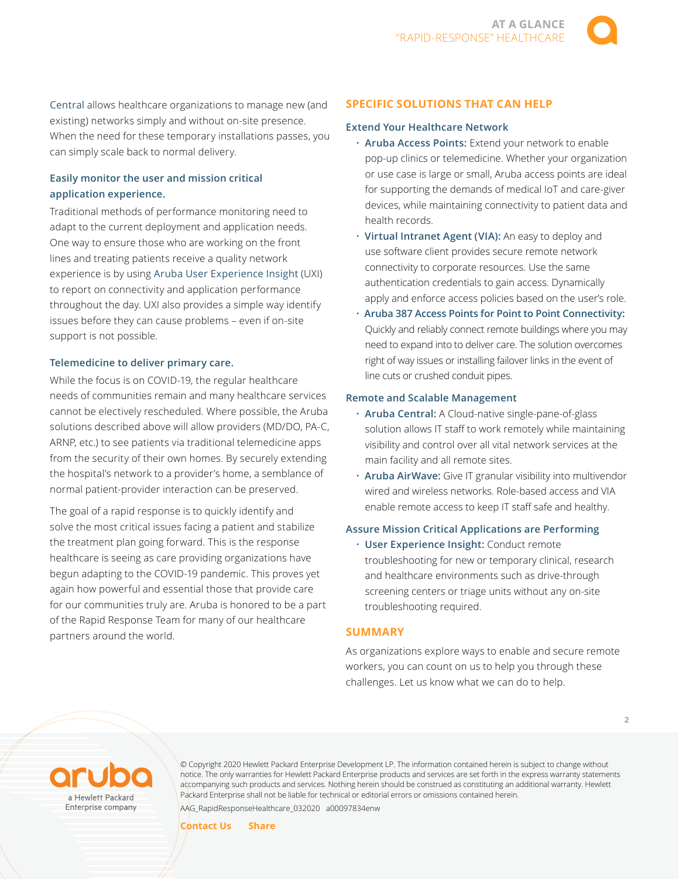Central allows healthcare organizations to manage new (and existing) networks simply and without on-site presence. When the need for these temporary installations passes, you can simply scale back to normal delivery.

### Easily monitor the user and mission critical application experience.

Traditional methods of performance monitoring need to adapt to the current deployment and application needs. One way to ensure those who are working on the front lines and treating patients receive a quality network experience is by using Aruba User Experience Insight (UXI) to report on connectivity and application performance throughout the day. UXI also provides a simple way identify issues before they can cause problems – even if on-site support is not possible.

### Telemedicine to deliver primary care.

While the focus is on COVID-19, the regular healthcare needs of communities remain and many healthcare services cannot be electively rescheduled. Where possible, the Aruba solutions described above will allow providers (MD/DO, PA-C, ARNP, etc.) to see patients via traditional telemedicine apps from the security of their own homes. By securely extending the hospital's network to a provider's home, a semblance of normal patient-provider interaction can be preserved.

The goal of a rapid response is to quickly identify and solve the most critical issues facing a patient and stabilize the treatment plan going forward. This is the response healthcare is seeing as care providing organizations have begun adapting to the COVID-19 pandemic. This proves yet again how powerful and essential those that provide care for our communities truly are. Aruba is honored to be a part of the Rapid Response Team for many of our healthcare partners around the world.

## SPECIFIC SOLUTIONS THAT CAN HELP

### Extend Your Healthcare Network

- **Aruba Access Points:** Extend your network to enable pop-up clinics or telemedicine. Whether your organization or use case is large or small, Aruba access points are ideal for supporting the demands of medical IoT and care-giver devices, while maintaining connectivity to patient data and health records.
- **Virtual Intranet Agent (VIA):** An easy to deploy and use software client provides secure remote network connectivity to corporate resources. Use the same authentication credentials to gain access. Dynamically apply and enforce access policies based on the user's role.
- **Aruba 387 Access Points for Point to Point Connectivity:** Quickly and reliably connect remote buildings where you may need to expand into to deliver care. The solution overcomes right of way issues or installing failover links in the event of line cuts or crushed conduit pipes.

### Remote and Scalable Management

- **Aruba Central:** A Cloud-native single-pane-of-glass solution allows IT staff to work remotely while maintaining visibility and control over all vital network services at the main facility and all remote sites.
- **Aruba AirWave:** Give IT granular visibility into multivendor wired and wireless networks. Role-based access and VIA enable remote access to keep IT staff safe and healthy.

### Assure Mission Critical Applications are Performing

- **User Experience Insight:** Conduct remote troubleshooting for new or temporary clinical, research and healthcare environments such as drive-through screening centers or triage units without any on-site troubleshooting required.

## SUMMARY

As organizations explore ways to enable and secure remote workers, you can count on us to help you through these challenges. Let us know what we can do to help.

aruba
a Hewlett Packard Enterprise company

© Copyright 2020 Hewlett Packard Enterprise Development LP. The information contained herein is subject to change without notice. The only warranties for Hewlett Packard Enterprise products and services are set forth in the express warranty statements accompanying such products and services. Nothing herein should be construed as constituting an additional warranty. Hewlett Packard Enterprise shall not be liable for technical or editorial errors or omissions contained herein.

AAG_RapidResponseHealthcare_032020 a00097834enw

**Contact Us** **Share**